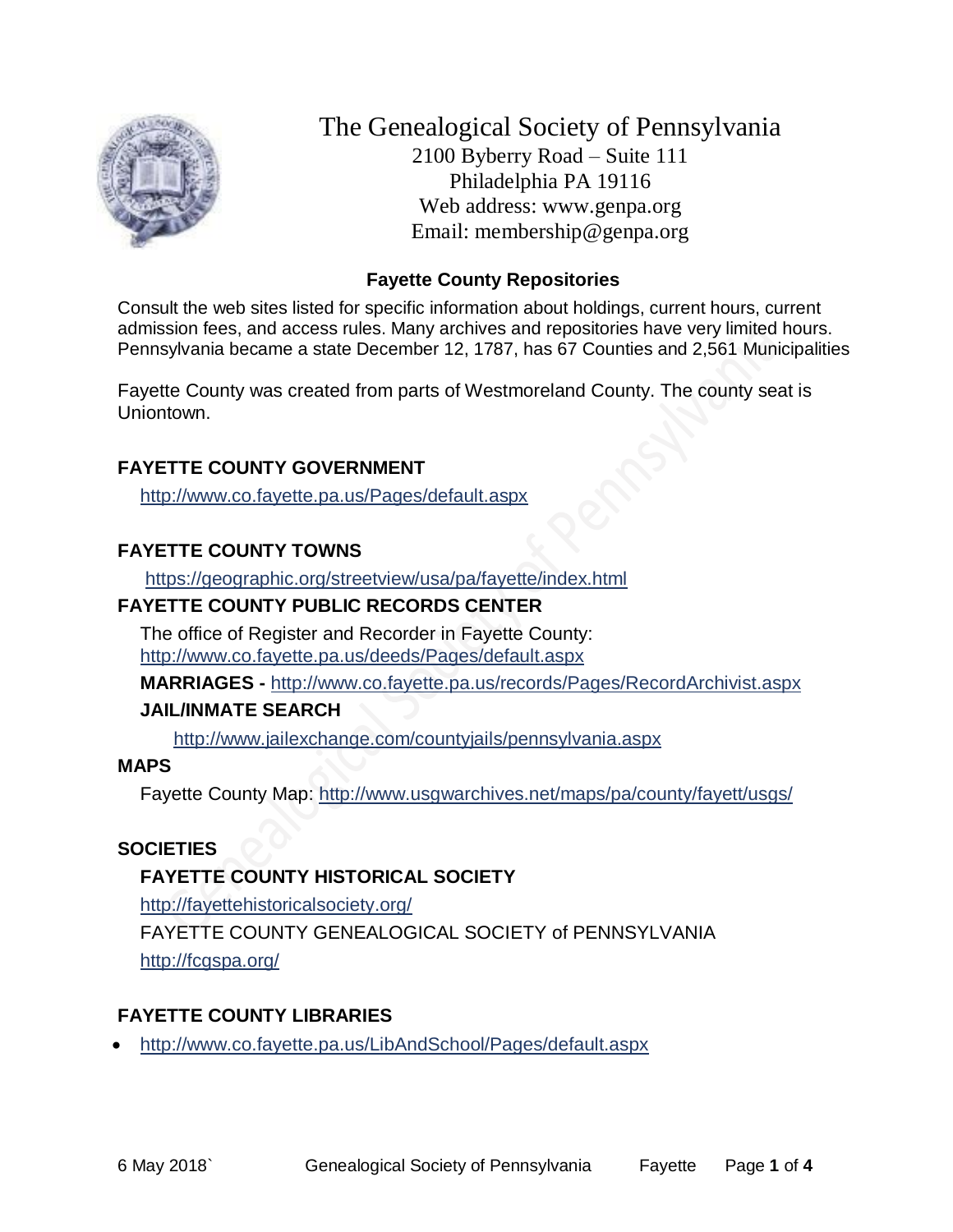# The Genealogical Society of Pennsylvania

2100 Byberry Road – Suite 111
Philadelphia PA 19116
Web address: www.genpa.org
Email: membership@genpa.org

## Fayette County Repositories

Consult the web sites listed for specific information about holdings, current hours, current admission fees, and access rules. Many archives and repositories have very limited hours. Pennsylvania became a state December 12, 1787, has 67 Counties and 2,561 Municipalities

Fayette County was created from parts of Westmoreland County. The county seat is Uniontown.

### FAYETTE COUNTY GOVERNMENT

http://www.co.fayette.pa.us/Pages/default.aspx

### FAYETTE COUNTY TOWNS

https://geographic.org/streetview/usa/pa/fayette/index.html

### FAYETTE COUNTY PUBLIC RECORDS CENTER

The office of Register and Recorder in Fayette County:
http://www.co.fayette.pa.us/deeds/Pages/default.aspx

**MARRIAGES -** http://www.co.fayette.pa.us/records/Pages/RecordArchivist.aspx

**JAIL/INMATE SEARCH**

http://www.jailexchange.com/countyjails/pennsylvania.aspx

### MAPS

Fayette County Map: http://www.usgwarchives.net/maps/pa/county/fayett/usgs/

### SOCIETIES

**FAYETTE COUNTY HISTORICAL SOCIETY**

http://fayettehistoricalsociety.org/

FAYETTE COUNTY GENEALOGICAL SOCIETY of PENNSYLVANIA

http://fcgspa.org/

### FAYETTE COUNTY LIBRARIES

- http://www.co.fayette.pa.us/LibAndSchool/Pages/default.aspx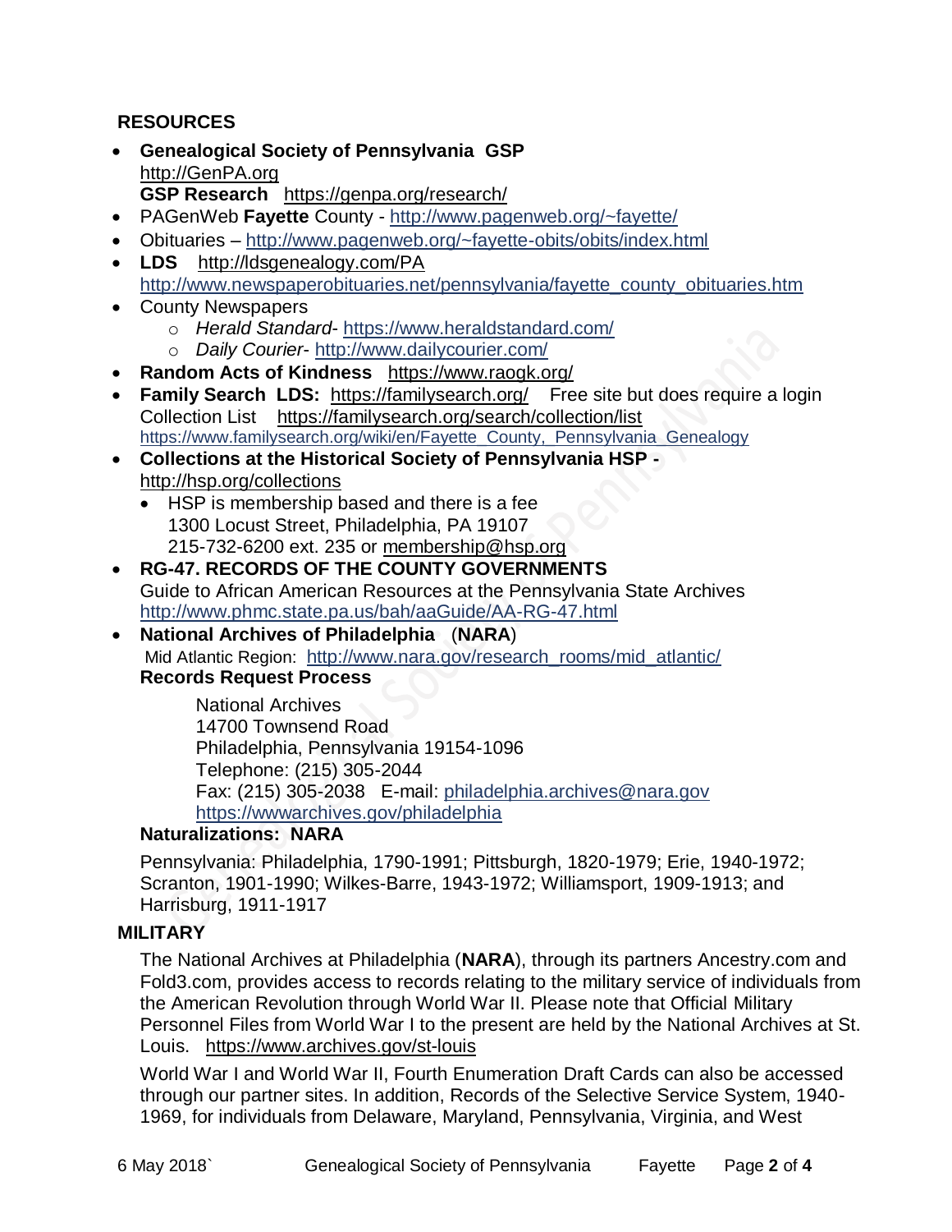## RESOURCES

- **Genealogical Society of Pennsylvania GSP** http://GenPA.org
  **GSP Research** https://genpa.org/research/
- PAGenWeb **Fayette** County - http://www.pagenweb.org/~fayette/
- Obituaries – http://www.pagenweb.org/~fayette-obits/obits/index.html
- **LDS** http://ldsgenealogy.com/PA
  http://www.newspaperobituaries.net/pennsylvania/fayette_county_obituaries.htm
- County Newspapers
  - *Herald Standard*- https://www.heraldstandard.com/
  - *Daily Courier*- http://www.dailycourier.com/
- **Random Acts of Kindness** https://www.raogk.org/
- **Family Search LDS:** https://familysearch.org/ Free site but does require a login
  Collection List https://familysearch.org/search/collection/list
  https://www.familysearch.org/wiki/en/Fayette_County,_Pennsylvania_Genealogy
- **Collections at the Historical Society of Pennsylvania HSP -** http://hsp.org/collections
  - HSP is membership based and there is a fee
    1300 Locust Street, Philadelphia, PA 19107
    215-732-6200 ext. 235 or membership@hsp.org
- **RG-47. RECORDS OF THE COUNTY GOVERNMENTS**
  Guide to African American Resources at the Pennsylvania State Archives
  http://www.phmc.state.pa.us/bah/aaGuide/AA-RG-47.html
- **National Archives of Philadelphia** (**NARA**)
  Mid Atlantic Region: http://www.nara.gov/research_rooms/mid_atlantic/
  **Records Request Process**

  National Archives
  14700 Townsend Road
  Philadelphia, Pennsylvania 19154-1096
  Telephone: (215) 305-2044
  Fax: (215) 305-2038 E-mail: philadelphia.archives@nara.gov
  https://wwwarchives.gov/philadelphia

  **Naturalizations: NARA**

  Pennsylvania: Philadelphia, 1790-1991; Pittsburgh, 1820-1979; Erie, 1940-1972; Scranton, 1901-1990; Wilkes-Barre, 1943-1972; Williamsport, 1909-1913; and Harrisburg, 1911-1917

## MILITARY

The National Archives at Philadelphia (**NARA**), through its partners Ancestry.com and Fold3.com, provides access to records relating to the military service of individuals from the American Revolution through World War II. Please note that Official Military Personnel Files from World War I to the present are held by the National Archives at St. Louis. https://www.archives.gov/st-louis

World War I and World War II, Fourth Enumeration Draft Cards can also be accessed through our partner sites. In addition, Records of the Selective Service System, 1940-1969, for individuals from Delaware, Maryland, Pennsylvania, Virginia, and West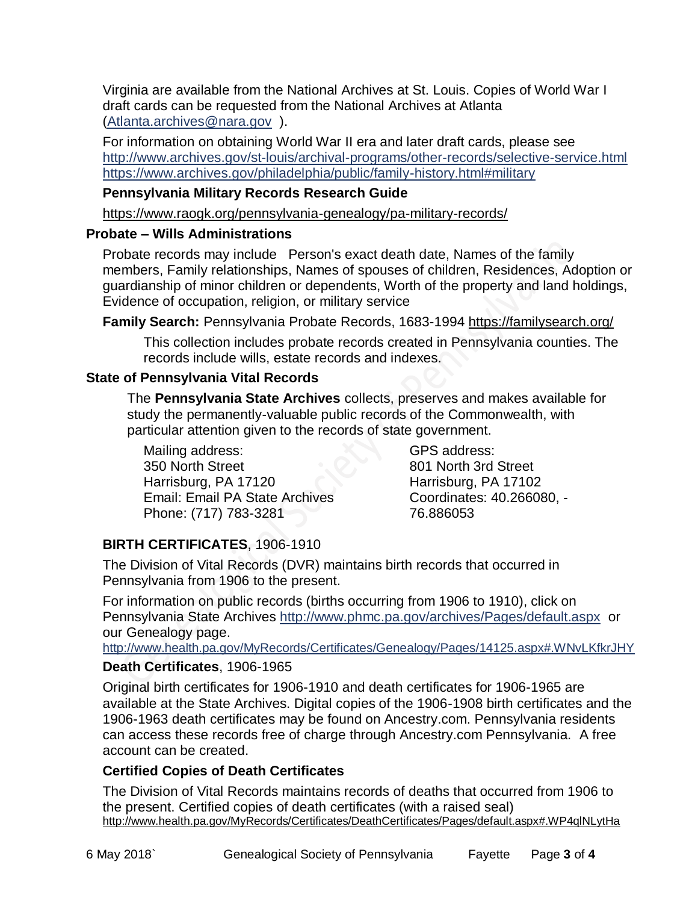Virginia are available from the National Archives at St. Louis. Copies of World War I draft cards can be requested from the National Archives at Atlanta (Atlanta.archives@nara.gov ).

For information on obtaining World War II era and later draft cards, please see http://www.archives.gov/st-louis/archival-programs/other-records/selective-service.html https://www.archives.gov/philadelphia/public/family-history.html#military

**Pennsylvania Military Records Research Guide**

https://www.raogk.org/pennsylvania-genealogy/pa-military-records/

## Probate – Wills Administrations

Probate records may include Person's exact death date, Names of the family members, Family relationships, Names of spouses of children, Residences, Adoption or guardianship of minor children or dependents, Worth of the property and land holdings, Evidence of occupation, religion, or military service

**Family Search:** Pennsylvania Probate Records, 1683-1994 https://familysearch.org/

This collection includes probate records created in Pennsylvania counties. The records include wills, estate records and indexes.

## State of Pennsylvania Vital Records

The **Pennsylvania State Archives** collects, preserves and makes available for study the permanently-valuable public records of the Commonwealth, with particular attention given to the records of state government.

Mailing address:
350 North Street
Harrisburg, PA 17120
Email: Email PA State Archives
Phone: (717) 783-3281

GPS address:
801 North 3rd Street
Harrisburg, PA 17102
Coordinates: 40.266080, -76.886053

**BIRTH CERTIFICATES**, 1906-1910

The Division of Vital Records (DVR) maintains birth records that occurred in Pennsylvania from 1906 to the present.

For information on public records (births occurring from 1906 to 1910), click on Pennsylvania State Archives http://www.phmc.pa.gov/archives/Pages/default.aspx or our Genealogy page.

http://www.health.pa.gov/MyRecords/Certificates/Genealogy/Pages/14125.aspx#.WNvLKfkrJHY

**Death Certificates**, 1906-1965

Original birth certificates for 1906-1910 and death certificates for 1906-1965 are available at the State Archives. Digital copies of the 1906-1908 birth certificates and the 1906-1963 death certificates may be found on Ancestry.com. Pennsylvania residents can access these records free of charge through Ancestry.com Pennsylvania. A free account can be created.

**Certified Copies of Death Certificates**

The Division of Vital Records maintains records of deaths that occurred from 1906 to the present. Certified copies of death certificates (with a raised seal) http://www.health.pa.gov/MyRecords/Certificates/DeathCertificates/Pages/default.aspx#.WP4qlNLytHa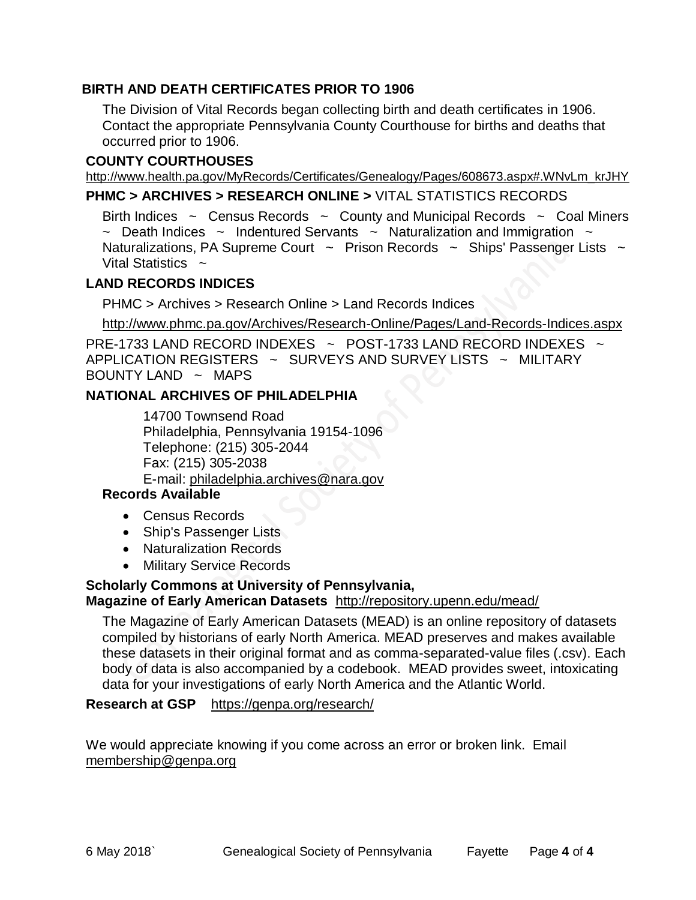## BIRTH AND DEATH CERTIFICATES PRIOR TO 1906

The Division of Vital Records began collecting birth and death certificates in 1906. Contact the appropriate Pennsylvania County Courthouse for births and deaths that occurred prior to 1906.

## COUNTY COURTHOUSES

http://www.health.pa.gov/MyRecords/Certificates/Genealogy/Pages/608673.aspx#.WNvLm_krJHY

## PHMC > ARCHIVES > RESEARCH ONLINE > VITAL STATISTICS RECORDS

Birth Indices ~ Census Records ~ County and Municipal Records ~ Coal Miners ~ Death Indices ~ Indentured Servants ~ Naturalization and Immigration ~ Naturalizations, PA Supreme Court ~ Prison Records ~ Ships' Passenger Lists ~ Vital Statistics ~

## LAND RECORDS INDICES

PHMC > Archives > Research Online > Land Records Indices

http://www.phmc.pa.gov/Archives/Research-Online/Pages/Land-Records-Indices.aspx

PRE-1733 LAND RECORD INDEXES ~ POST-1733 LAND RECORD INDEXES ~ APPLICATION REGISTERS ~ SURVEYS AND SURVEY LISTS ~ MILITARY BOUNTY LAND ~ MAPS

## NATIONAL ARCHIVES OF PHILADELPHIA

14700 Townsend Road
Philadelphia, Pennsylvania 19154-1096
Telephone: (215) 305-2044
Fax: (215) 305-2038
E-mail: philadelphia.archives@nara.gov

**Records Available**

- Census Records
- Ship's Passenger Lists
- Naturalization Records
- Military Service Records

**Scholarly Commons at University of Pennsylvania,**
**Magazine of Early American Datasets** http://repository.upenn.edu/mead/

The Magazine of Early American Datasets (MEAD) is an online repository of datasets compiled by historians of early North America. MEAD preserves and makes available these datasets in their original format and as comma-separated-value files (.csv). Each body of data is also accompanied by a codebook. MEAD provides sweet, intoxicating data for your investigations of early North America and the Atlantic World.

**Research at GSP** https://genpa.org/research/

We would appreciate knowing if you come across an error or broken link. Email membership@genpa.org